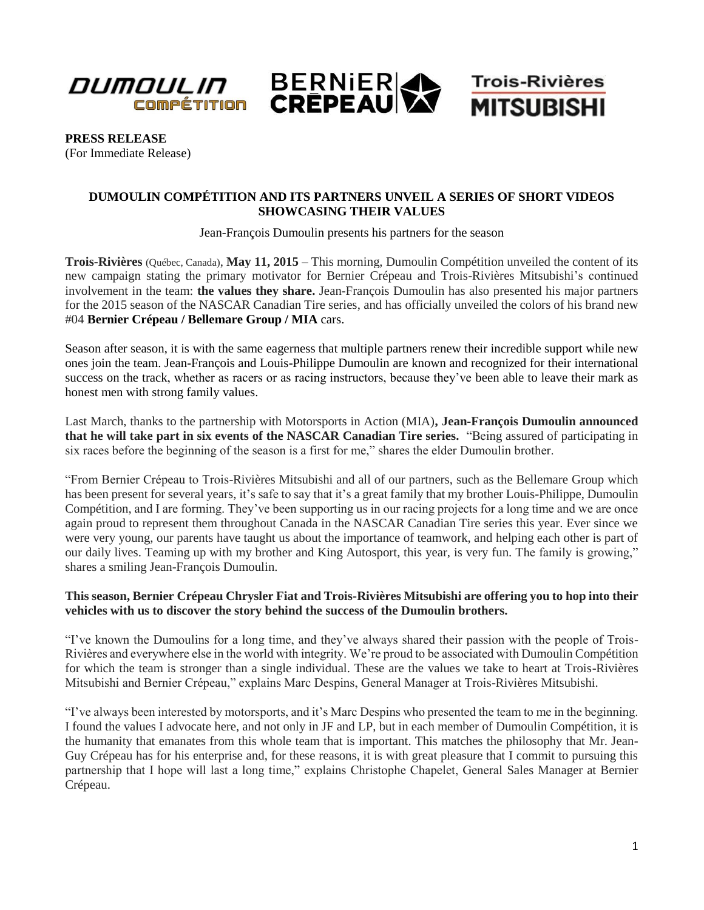**PRESS RELEASE**
(For Immediate Release)

## DUMOULIN COMPÉTITION AND ITS PARTNERS UNVEIL A SERIES OF SHORT VIDEOS SHOWCASING THEIR VALUES

Jean-François Dumoulin presents his partners for the season

**Trois-Rivières** (Québec, Canada), **May 11, 2015** – This morning, Dumoulin Compétition unveiled the content of its new campaign stating the primary motivator for Bernier Crépeau and Trois-Rivières Mitsubishi's continued involvement in the team: **the values they share.** Jean-François Dumoulin has also presented his major partners for the 2015 season of the NASCAR Canadian Tire series, and has officially unveiled the colors of his brand new #04 **Bernier Crépeau / Bellemare Group / MIA** cars.

Season after season, it is with the same eagerness that multiple partners renew their incredible support while new ones join the team. Jean-François and Louis-Philippe Dumoulin are known and recognized for their international success on the track, whether as racers or as racing instructors, because they've been able to leave their mark as honest men with strong family values.

Last March, thanks to the partnership with Motorsports in Action (MIA)**, Jean-François Dumoulin announced that he will take part in six events of the NASCAR Canadian Tire series.** "Being assured of participating in six races before the beginning of the season is a first for me," shares the elder Dumoulin brother.

"From Bernier Crépeau to Trois-Rivières Mitsubishi and all of our partners, such as the Bellemare Group which has been present for several years, it's safe to say that it's a great family that my brother Louis-Philippe, Dumoulin Compétition, and I are forming. They've been supporting us in our racing projects for a long time and we are once again proud to represent them throughout Canada in the NASCAR Canadian Tire series this year. Ever since we were very young, our parents have taught us about the importance of teamwork, and helping each other is part of our daily lives. Teaming up with my brother and King Autosport, this year, is very fun. The family is growing," shares a smiling Jean-François Dumoulin.

**This season, Bernier Crépeau Chrysler Fiat and Trois-Rivières Mitsubishi are offering you to hop into their vehicles with us to discover the story behind the success of the Dumoulin brothers.**

"I've known the Dumoulins for a long time, and they've always shared their passion with the people of Trois-Rivières and everywhere else in the world with integrity. We're proud to be associated with Dumoulin Compétition for which the team is stronger than a single individual. These are the values we take to heart at Trois-Rivières Mitsubishi and Bernier Crépeau," explains Marc Despins, General Manager at Trois-Rivières Mitsubishi.

"I've always been interested by motorsports, and it's Marc Despins who presented the team to me in the beginning. I found the values I advocate here, and not only in JF and LP, but in each member of Dumoulin Compétition, it is the humanity that emanates from this whole team that is important. This matches the philosophy that Mr. Jean-Guy Crépeau has for his enterprise and, for these reasons, it is with great pleasure that I commit to pursuing this partnership that I hope will last a long time," explains Christophe Chapelet, General Sales Manager at Bernier Crépeau.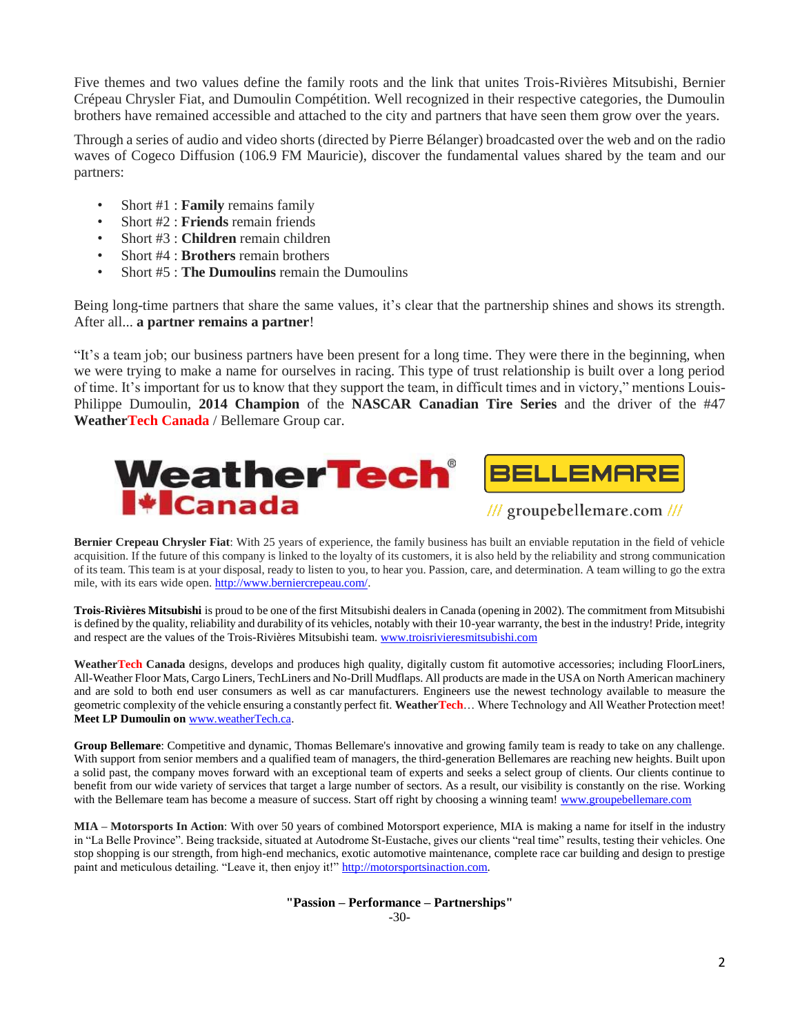Five themes and two values define the family roots and the link that unites Trois-Rivières Mitsubishi, Bernier Crépeau Chrysler Fiat, and Dumoulin Compétition. Well recognized in their respective categories, the Dumoulin brothers have remained accessible and attached to the city and partners that have seen them grow over the years.

Through a series of audio and video shorts (directed by Pierre Bélanger) broadcasted over the web and on the radio waves of Cogeco Diffusion (106.9 FM Mauricie), discover the fundamental values shared by the team and our partners:

- Short #1 : **Family** remains family
- Short #2 : **Friends** remain friends
- Short #3 : **Children** remain children
- Short #4 : **Brothers** remain brothers
- Short #5 : **The Dumoulins** remain the Dumoulins

Being long-time partners that share the same values, it's clear that the partnership shines and shows its strength. After all... **a partner remains a partner**!

"It's a team job; our business partners have been present for a long time. They were there in the beginning, when we were trying to make a name for ourselves in racing. This type of trust relationship is built over a long period of time. It's important for us to know that they support the team, in difficult times and in victory," mentions Louis-Philippe Dumoulin, **2014 Champion** of the **NASCAR Canadian Tire Series** and the driver of the #47 **WeatherTech Canada** / Bellemare Group car.

WeatherTech Canada

BELLEMARE /// groupebellemare.com ///

**Bernier Crepeau Chrysler Fiat**: With 25 years of experience, the family business has built an enviable reputation in the field of vehicle acquisition. If the future of this company is linked to the loyalty of its customers, it is also held by the reliability and strong communication of its team. This team is at your disposal, ready to listen to you, to hear you. Passion, care, and determination. A team willing to go the extra mile, with its ears wide open. http://www.berniercrepeau.com/.

**Trois-Rivières Mitsubishi** is proud to be one of the first Mitsubishi dealers in Canada (opening in 2002). The commitment from Mitsubishi is defined by the quality, reliability and durability of its vehicles, notably with their 10-year warranty, the best in the industry! Pride, integrity and respect are the values of the Trois-Rivières Mitsubishi team. www.troisrivieresmitsubishi.com

**WeatherTech Canada** designs, develops and produces high quality, digitally custom fit automotive accessories; including FloorLiners, All-Weather Floor Mats, Cargo Liners, TechLiners and No-Drill Mudflaps. All products are made in the USA on North American machinery and are sold to both end user consumers as well as car manufacturers. Engineers use the newest technology available to measure the geometric complexity of the vehicle ensuring a constantly perfect fit. **WeatherTech**… Where Technology and All Weather Protection meet! **Meet LP Dumoulin on** www.weatherTech.ca.

**Group Bellemare**: Competitive and dynamic, Thomas Bellemare's innovative and growing family team is ready to take on any challenge. With support from senior members and a qualified team of managers, the third-generation Bellemares are reaching new heights. Built upon a solid past, the company moves forward with an exceptional team of experts and seeks a select group of clients. Our clients continue to benefit from our wide variety of services that target a large number of sectors. As a result, our visibility is constantly on the rise. Working with the Bellemare team has become a measure of success. Start off right by choosing a winning team! www.groupebellemare.com

**MIA – Motorsports In Action**: With over 50 years of combined Motorsport experience, MIA is making a name for itself in the industry in "La Belle Province". Being trackside, situated at Autodrome St-Eustache, gives our clients "real time" results, testing their vehicles. One stop shopping is our strength, from high-end mechanics, exotic automotive maintenance, complete race car building and design to prestige paint and meticulous detailing. "Leave it, then enjoy it!" http://motorsportsinaction.com.

**"Passion – Performance – Partnerships"**

-30-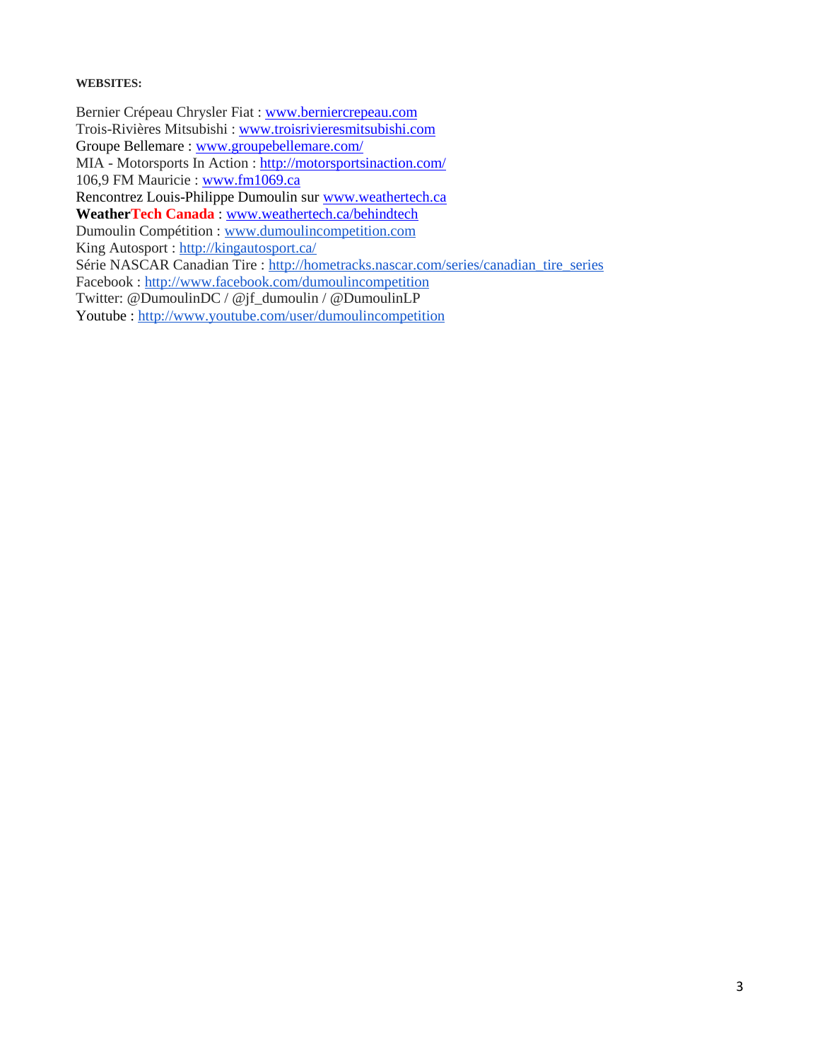**WEBSITES:**

Bernier Crépeau Chrysler Fiat : www.berniercrepeau.com
Trois-Rivières Mitsubishi : www.troisrivieresmitsubishi.com
Groupe Bellemare : www.groupebellemare.com/
MIA - Motorsports In Action : http://motorsportsinaction.com/
106,9 FM Mauricie : www.fm1069.ca
Rencontrez Louis-Philippe Dumoulin sur www.weathertech.ca
**WeatherTech Canada** : www.weathertech.ca/behindtech
Dumoulin Compétition : www.dumoulincompetition.com
King Autosport : http://kingautosport.ca/
Série NASCAR Canadian Tire : http://hometracks.nascar.com/series/canadian_tire_series
Facebook : http://www.facebook.com/dumoulincompetition
Twitter: @DumoulinDC / @jf_dumoulin / @DumoulinLP
Youtube : http://www.youtube.com/user/dumoulincompetition